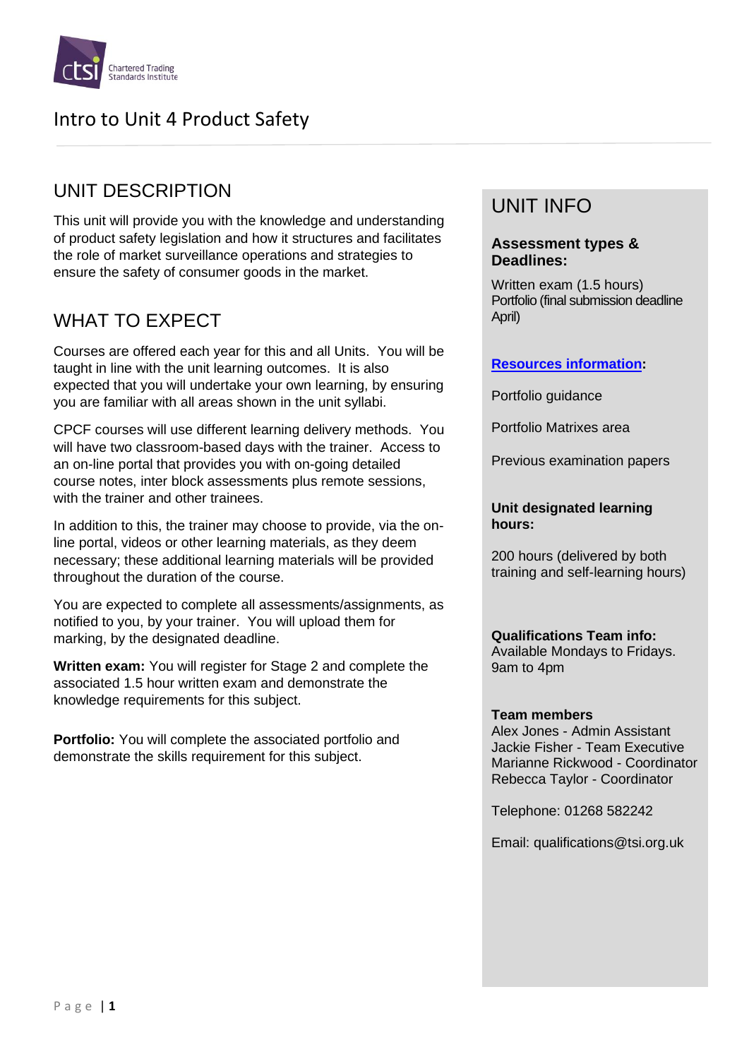# Intro to Unit 4 Product Safety

## UNIT DESCRIPTION

This unit will provide you with the knowledge and understanding of product safety legislation and how it structures and facilitates the role of market surveillance operations and strategies to ensure the safety of consumer goods in the market.

## WHAT TO EXPECT

Courses are offered each year for this and all Units. You will be taught in line with the unit learning outcomes. It is also expected that you will undertake your own learning, by ensuring you are familiar with all areas shown in the unit syllabi.

CPCF courses will use different learning delivery methods. You will have two classroom-based days with the trainer. Access to an on-line portal that provides you with on-going detailed course notes, inter block assessments plus remote sessions, with the trainer and other trainees.

In addition to this, the trainer may choose to provide, via the on-line portal, videos or other learning materials, as they deem necessary; these additional learning materials will be provided throughout the duration of the course.

You are expected to complete all assessments/assignments, as notified to you, by your trainer. You will upload them for marking, by the designated deadline.

**Written exam:** You will register for Stage 2 and complete the associated 1.5 hour written exam and demonstrate the knowledge requirements for this subject.

**Portfolio:** You will complete the associated portfolio and demonstrate the skills requirement for this subject.

## UNIT INFO

**Assessment types & Deadlines:**

Written exam (1.5 hours)
Portfolio (final submission deadline April)

**Resources information:**

Portfolio guidance

Portfolio Matrixes area

Previous examination papers

**Unit designated learning hours:**

200 hours (delivered by both training and self-learning hours)

**Qualifications Team info:**
Available Mondays to Fridays.
9am to 4pm

**Team members**
Alex Jones - Admin Assistant
Jackie Fisher - Team Executive
Marianne Rickwood - Coordinator
Rebecca Taylor - Coordinator

Telephone: 01268 582242

Email: qualifications@tsi.org.uk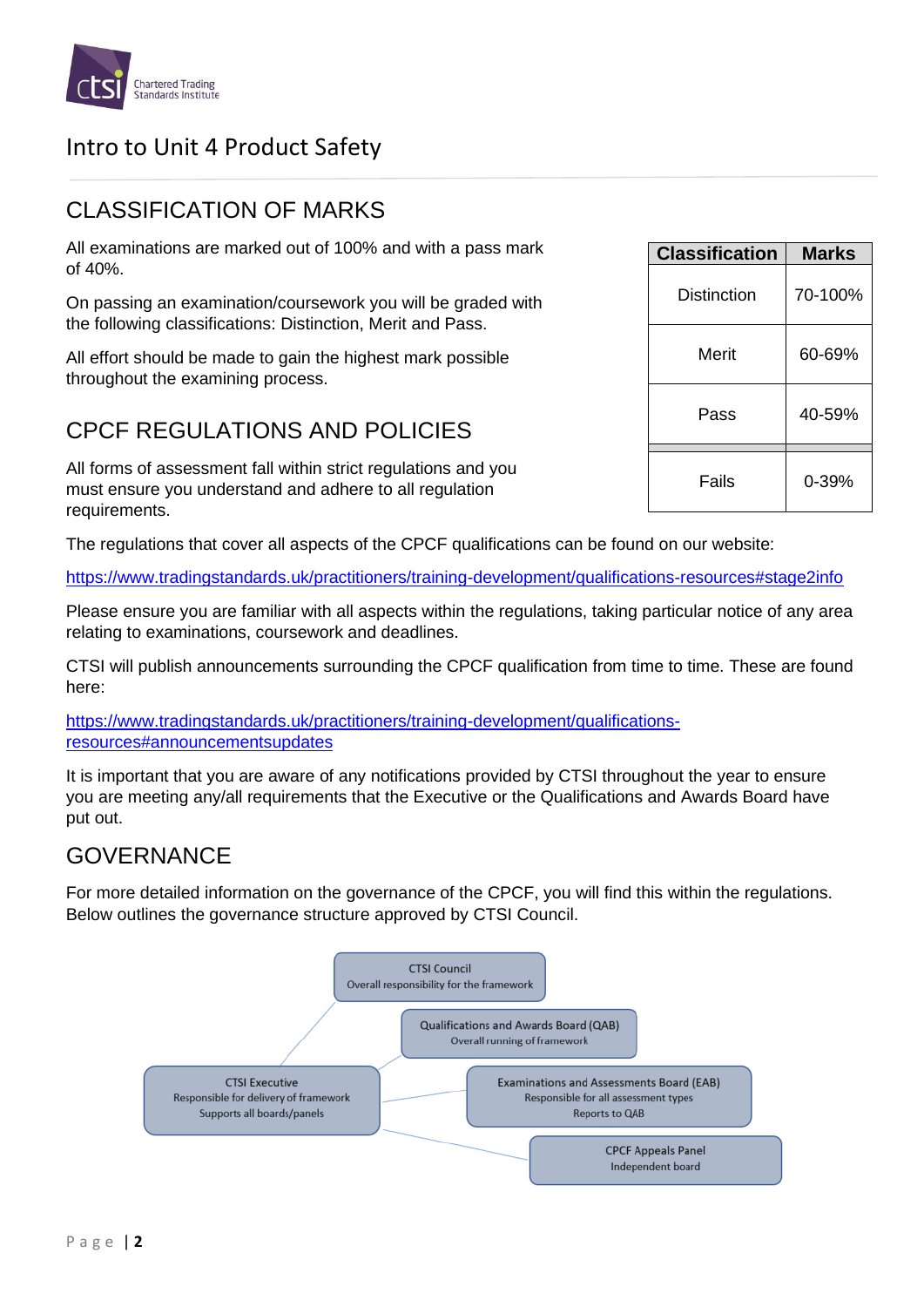## Intro to Unit 4 Product Safety

## CLASSIFICATION OF MARKS

All examinations are marked out of 100% and with a pass mark of 40%.

On passing an examination/coursework you will be graded with the following classifications: Distinction, Merit and Pass.

All effort should be made to gain the highest mark possible throughout the examining process.

| Classification | Marks |
|---|---|
| Distinction | 70-100% |
| Merit | 60-69% |
| Pass | 40-59% |
| Fails | 0-39% |

## CPCF REGULATIONS AND POLICIES

All forms of assessment fall within strict regulations and you must ensure you understand and adhere to all regulation requirements.

The regulations that cover all aspects of the CPCF qualifications can be found on our website:

https://www.tradingstandards.uk/practitioners/training-development/qualifications-resources#stage2info

Please ensure you are familiar with all aspects within the regulations, taking particular notice of any area relating to examinations, coursework and deadlines.

CTSI will publish announcements surrounding the CPCF qualification from time to time. These are found here:

https://www.tradingstandards.uk/practitioners/training-development/qualifications-resources#announcementsupdates

It is important that you are aware of any notifications provided by CTSI throughout the year to ensure you are meeting any/all requirements that the Executive or the Qualifications and Awards Board have put out.

## GOVERNANCE

For more detailed information on the governance of the CPCF, you will find this within the regulations. Below outlines the governance structure approved by CTSI Council.

CTSI Council
Overall responsibility for the framework

Qualifications and Awards Board (QAB)
Overall running of framework

CTSI Executive
Responsible for delivery of framework
Supports all boards/panels

Examinations and Assessments Board (EAB)
Responsible for all assessment types
Reports to QAB

CPCF Appeals Panel
Independent board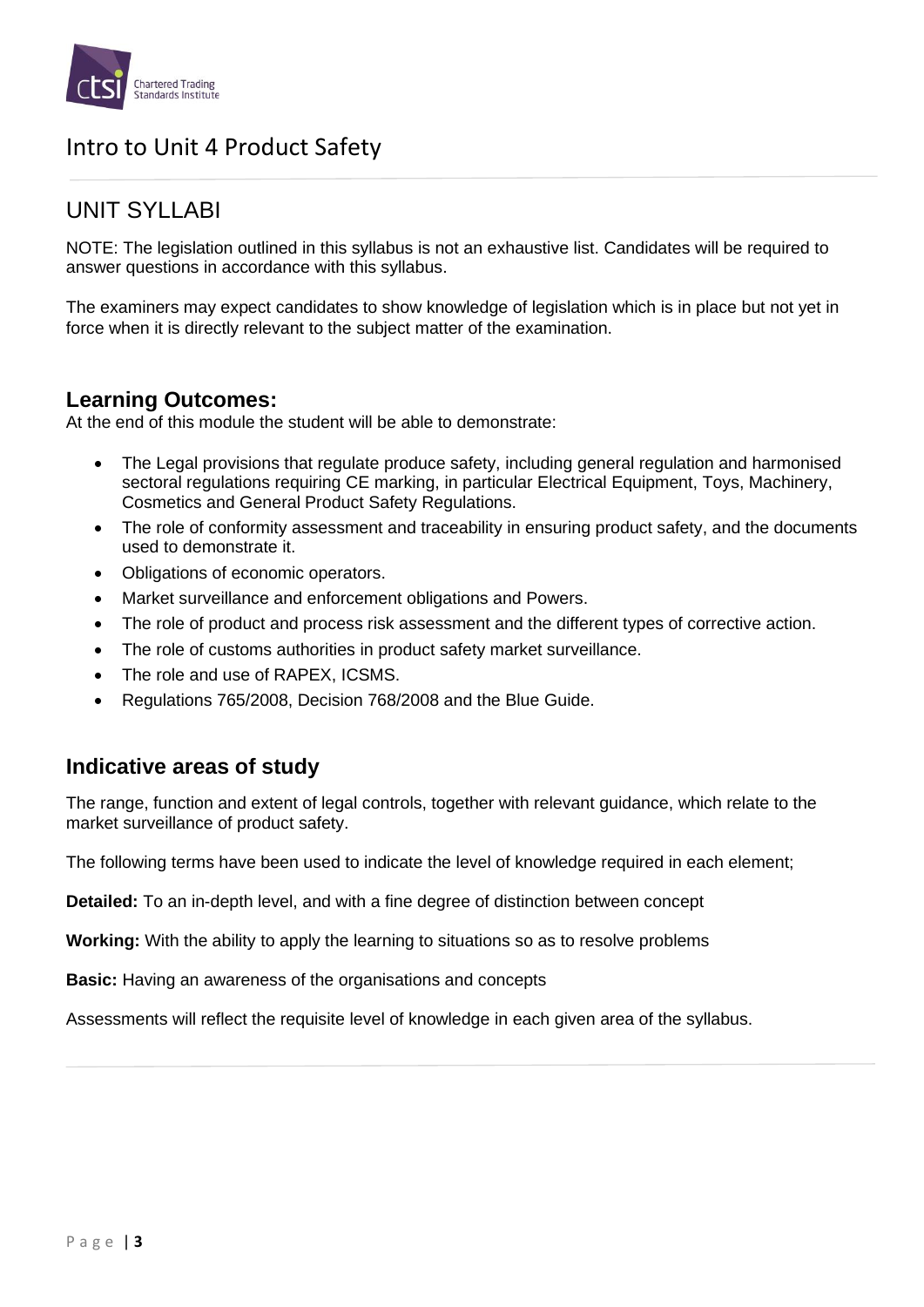# Intro to Unit 4 Product Safety

## UNIT SYLLABI

NOTE: The legislation outlined in this syllabus is not an exhaustive list. Candidates will be required to answer questions in accordance with this syllabus.

The examiners may expect candidates to show knowledge of legislation which is in place but not yet in force when it is directly relevant to the subject matter of the examination.

### Learning Outcomes:

At the end of this module the student will be able to demonstrate:

- The Legal provisions that regulate produce safety, including general regulation and harmonised sectoral regulations requiring CE marking, in particular Electrical Equipment, Toys, Machinery, Cosmetics and General Product Safety Regulations.
- The role of conformity assessment and traceability in ensuring product safety, and the documents used to demonstrate it.
- Obligations of economic operators.
- Market surveillance and enforcement obligations and Powers.
- The role of product and process risk assessment and the different types of corrective action.
- The role of customs authorities in product safety market surveillance.
- The role and use of RAPEX, ICSMS.
- Regulations 765/2008, Decision 768/2008 and the Blue Guide.

### Indicative areas of study

The range, function and extent of legal controls, together with relevant guidance, which relate to the market surveillance of product safety.

The following terms have been used to indicate the level of knowledge required in each element;

**Detailed:** To an in-depth level, and with a fine degree of distinction between concept

**Working:** With the ability to apply the learning to situations so as to resolve problems

**Basic:** Having an awareness of the organisations and concepts

Assessments will reflect the requisite level of knowledge in each given area of the syllabus.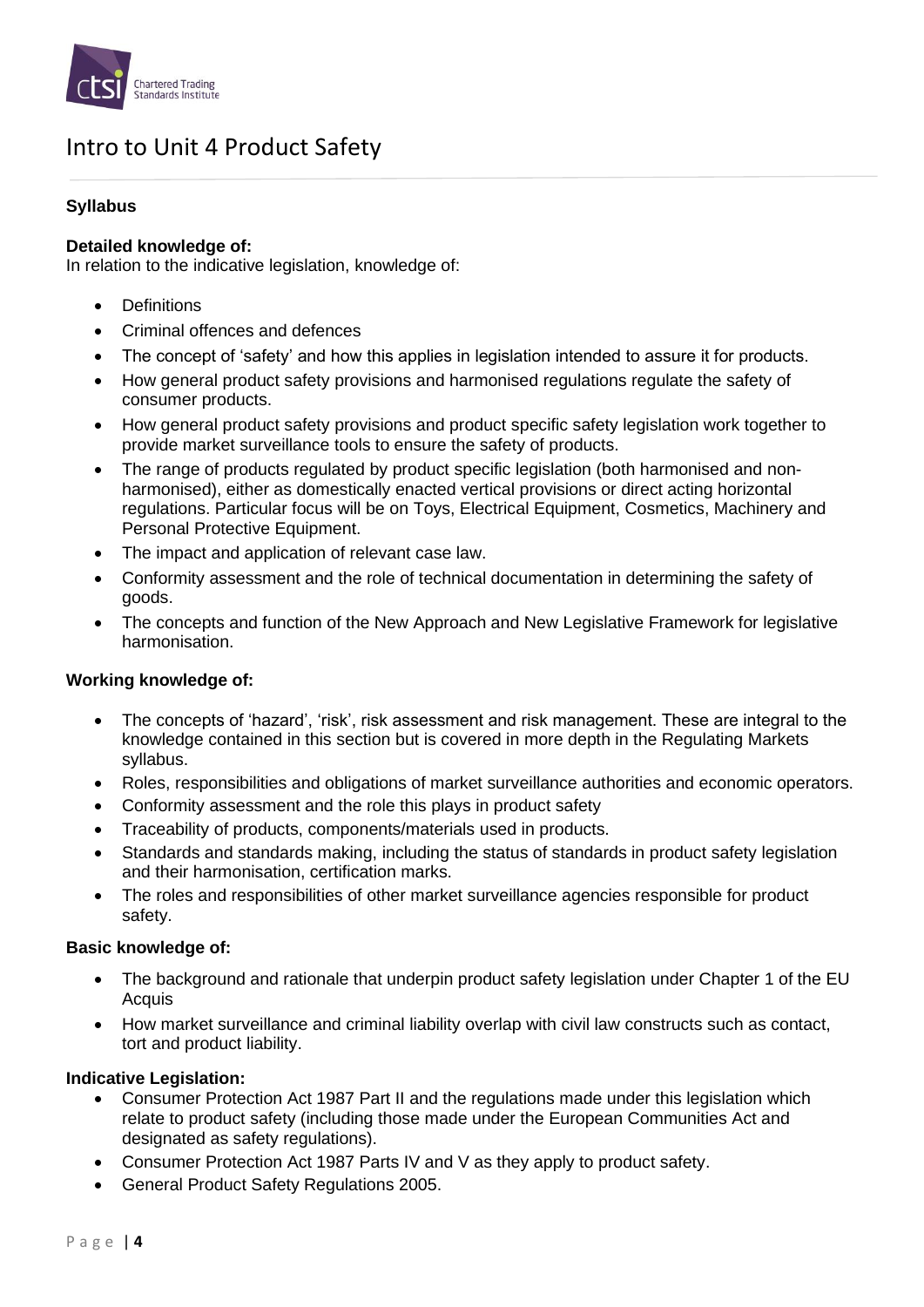# Intro to Unit 4 Product Safety

**Syllabus**

**Detailed knowledge of:**
In relation to the indicative legislation, knowledge of:

- Definitions
- Criminal offences and defences
- The concept of 'safety' and how this applies in legislation intended to assure it for products.
- How general product safety provisions and harmonised regulations regulate the safety of consumer products.
- How general product safety provisions and product specific safety legislation work together to provide market surveillance tools to ensure the safety of products.
- The range of products regulated by product specific legislation (both harmonised and non-harmonised), either as domestically enacted vertical provisions or direct acting horizontal regulations. Particular focus will be on Toys, Electrical Equipment, Cosmetics, Machinery and Personal Protective Equipment.
- The impact and application of relevant case law.
- Conformity assessment and the role of technical documentation in determining the safety of goods.
- The concepts and function of the New Approach and New Legislative Framework for legislative harmonisation.

**Working knowledge of:**

- The concepts of 'hazard', 'risk', risk assessment and risk management. These are integral to the knowledge contained in this section but is covered in more depth in the Regulating Markets syllabus.
- Roles, responsibilities and obligations of market surveillance authorities and economic operators.
- Conformity assessment and the role this plays in product safety
- Traceability of products, components/materials used in products.
- Standards and standards making, including the status of standards in product safety legislation and their harmonisation, certification marks.
- The roles and responsibilities of other market surveillance agencies responsible for product safety.

**Basic knowledge of:**

- The background and rationale that underpin product safety legislation under Chapter 1 of the EU Acquis
- How market surveillance and criminal liability overlap with civil law constructs such as contact, tort and product liability.

**Indicative Legislation:**

- Consumer Protection Act 1987 Part II and the regulations made under this legislation which relate to product safety (including those made under the European Communities Act and designated as safety regulations).
- Consumer Protection Act 1987 Parts IV and V as they apply to product safety.
- General Product Safety Regulations 2005.